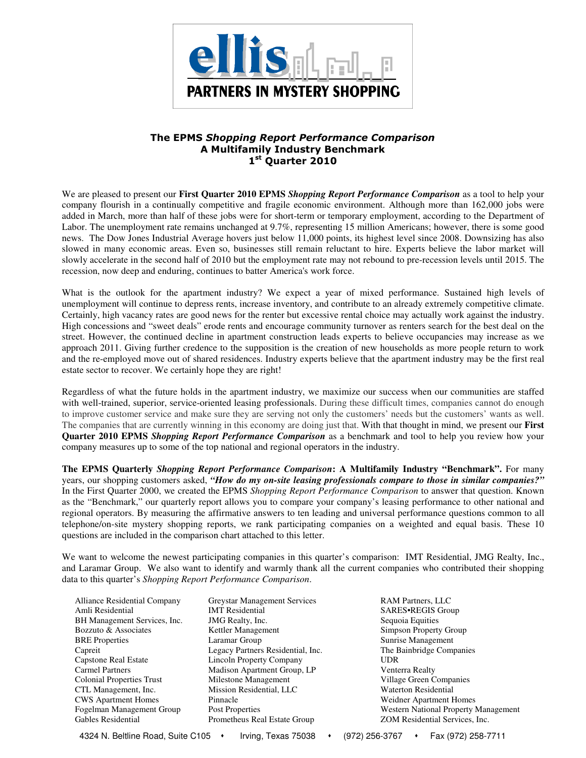**ellis PARTNERS IN MYSTERY SHOPPING**

# The EPMS *Shopping Report Performance Comparison*
## A Multifamily Industry Benchmark
## 1st Quarter 2010

We are pleased to present our **First Quarter 2010 EPMS *Shopping Report Performance Comparison*** as a tool to help your company flourish in a continually competitive and fragile economic environment. Although more than 162,000 jobs were added in March, more than half of these jobs were for short-term or temporary employment, according to the Department of Labor. The unemployment rate remains unchanged at 9.7%, representing 15 million Americans; however, there is some good news. The Dow Jones Industrial Average hovers just below 11,000 points, its highest level since 2008. Downsizing has also slowed in many economic areas. Even so, businesses still remain reluctant to hire. Experts believe the labor market will slowly accelerate in the second half of 2010 but the employment rate may not rebound to pre-recession levels until 2015. The recession, now deep and enduring, continues to batter America's work force.

What is the outlook for the apartment industry? We expect a year of mixed performance. Sustained high levels of unemployment will continue to depress rents, increase inventory, and contribute to an already extremely competitive climate. Certainly, high vacancy rates are good news for the renter but excessive rental choice may actually work against the industry. High concessions and "sweet deals" erode rents and encourage community turnover as renters search for the best deal on the street. However, the continued decline in apartment construction leads experts to believe occupancies may increase as we approach 2011. Giving further credence to the supposition is the creation of new households as more people return to work and the re-employed move out of shared residences. Industry experts believe that the apartment industry may be the first real estate sector to recover. We certainly hope they are right!

Regardless of what the future holds in the apartment industry, we maximize our success when our communities are staffed with well-trained, superior, service-oriented leasing professionals. During these difficult times, companies cannot do enough to improve customer service and make sure they are serving not only the customers' needs but the customers' wants as well. The companies that are currently winning in this economy are doing just that. With that thought in mind, we present our **First Quarter 2010 EPMS *Shopping Report Performance Comparison*** as a benchmark and tool to help you review how your company measures up to some of the top national and regional operators in the industry.

**The EPMS Quarterly *Shopping Report Performance Comparison*: A Multifamily Industry "Benchmark".** For many years, our shopping customers asked, ***"How do my on-site leasing professionals compare to those in similar companies?"*** In the First Quarter 2000, we created the EPMS *Shopping Report Performance Comparison* to answer that question. Known as the "Benchmark," our quarterly report allows you to compare your company's leasing performance to other national and regional operators. By measuring the affirmative answers to ten leading and universal performance questions common to all telephone/on-site mystery shopping reports, we rank participating companies on a weighted and equal basis. These 10 questions are included in the comparison chart attached to this letter.

We want to welcome the newest participating companies in this quarter's comparison: IMT Residential, JMG Realty, Inc., and Laramar Group. We also want to identify and warmly thank all the current companies who contributed their shopping data to this quarter's *Shopping Report Performance Comparison*.

- Alliance Residential Company
- Amli Residential
- BH Management Services, Inc.
- Bozzuto & Associates
- BRE Properties
- Capreit
- Capstone Real Estate
- Carmel Partners
- Colonial Properties Trust
- CTL Management, Inc.
- CWS Apartment Homes
- Fogelman Management Group
- Gables Residential
- Greystar Management Services
- IMT Residential
- JMG Realty, Inc.
- Kettler Management
- Laramar Group
- Legacy Partners Residential, Inc.
- Lincoln Property Company
- Madison Apartment Group, LP
- Milestone Management
- Mission Residential, LLC
- Pinnacle
- Post Properties
- Prometheus Real Estate Group
- RAM Partners, LLC
- SARES•REGIS Group
- Sequoia Equities
- Simpson Property Group
- Sunrise Management
- The Bainbridge Companies
- UDR
- Venterra Realty
- Village Green Companies
- Waterton Residential
- Weidner Apartment Homes
- Western National Property Management
- ZOM Residential Services, Inc.

4324 N. Beltline Road, Suite C105 • Irving, Texas 75038 • (972) 256-3767 • Fax (972) 258-7711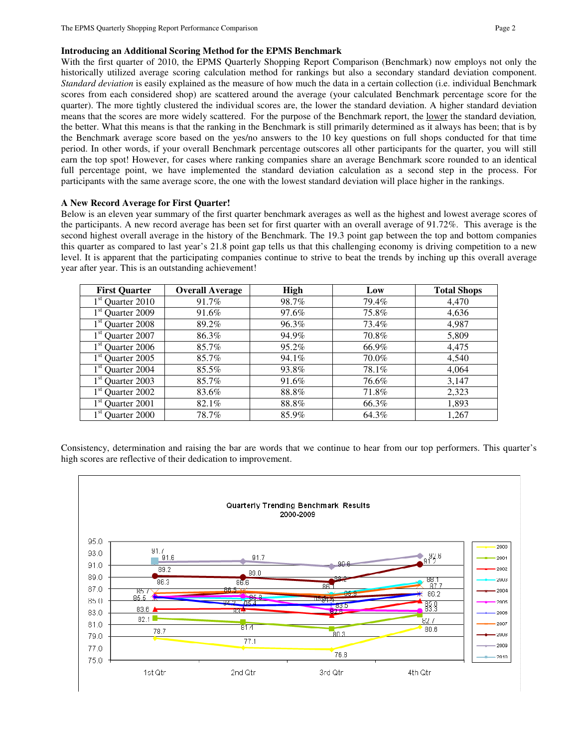### Introducing an Additional Scoring Method for the EPMS Benchmark

With the first quarter of 2010, the EPMS Quarterly Shopping Report Comparison (Benchmark) now employs not only the historically utilized average scoring calculation method for rankings but also a secondary standard deviation component. *Standard deviation* is easily explained as the measure of how much the data in a certain collection (i.e. individual Benchmark scores from each considered shop) are scattered around the average (your calculated Benchmark percentage score for the quarter). The more tightly clustered the individual scores are, the lower the standard deviation. A higher standard deviation means that the scores are more widely scattered. For the purpose of the Benchmark report, the lower the standard deviation, the better. What this means is that the ranking in the Benchmark is still primarily determined as it always has been; that is by the Benchmark average score based on the yes/no answers to the 10 key questions on full shops conducted for that time period. In other words, if your overall Benchmark percentage outscores all other participants for the quarter, you will still earn the top spot! However, for cases where ranking companies share an average Benchmark score rounded to an identical full percentage point, we have implemented the standard deviation calculation as a second step in the process. For participants with the same average score, the one with the lowest standard deviation will place higher in the rankings.

### A New Record Average for First Quarter!

Below is an eleven year summary of the first quarter benchmark averages as well as the highest and lowest average scores of the participants. A new record average has been set for first quarter with an overall average of 91.72%. This average is the second highest overall average in the history of the Benchmark. The 19.3 point gap between the top and bottom companies this quarter as compared to last year's 21.8 point gap tells us that this challenging economy is driving competition to a new level. It is apparent that the participating companies continue to strive to beat the trends by inching up this overall average year after year. This is an outstanding achievement!

| First Quarter | Overall Average | High | Low | Total Shops |
|---|---|---|---|---|
| 1st Quarter 2010 | 91.7% | 98.7% | 79.4% | 4,470 |
| 1st Quarter 2009 | 91.6% | 97.6% | 75.8% | 4,636 |
| 1st Quarter 2008 | 89.2% | 96.3% | 73.4% | 4,987 |
| 1st Quarter 2007 | 86.3% | 94.9% | 70.8% | 5,809 |
| 1st Quarter 2006 | 85.7% | 95.2% | 66.9% | 4,475 |
| 1st Quarter 2005 | 85.7% | 94.1% | 70.0% | 4,540 |
| 1st Quarter 2004 | 85.5% | 93.8% | 78.1% | 4,064 |
| 1st Quarter 2003 | 85.7% | 91.6% | 76.6% | 3,147 |
| 1st Quarter 2002 | 83.6% | 88.8% | 71.8% | 2,323 |
| 1st Quarter 2001 | 82.1% | 88.8% | 66.3% | 1,893 |
| 1st Quarter 2000 | 78.7% | 85.9% | 64.3% | 1,267 |

Consistency, determination and raising the bar are words that we continue to hear from our top performers. This quarter's high scores are reflective of their dedication to improvement.

Quarterly Trending Benchmark Results
2000-2009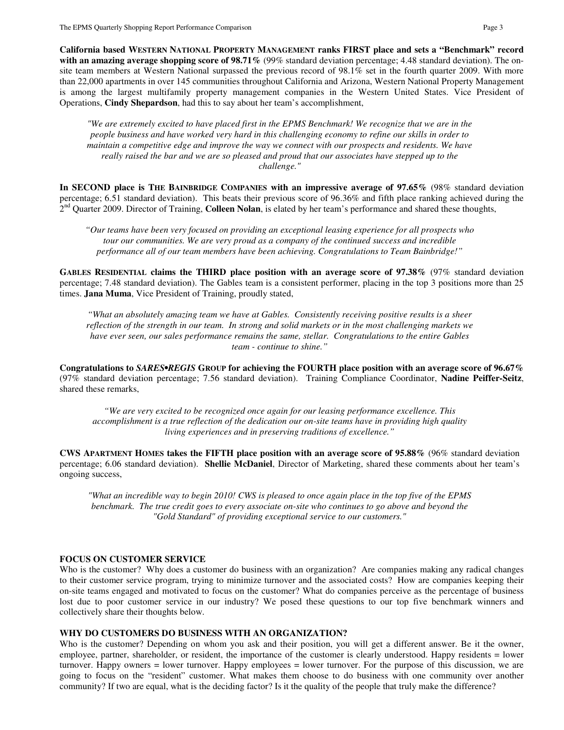**California based WESTERN NATIONAL PROPERTY MANAGEMENT ranks FIRST place and sets a "Benchmark" record with an amazing average shopping score of 98.71%** (99% standard deviation percentage; 4.48 standard deviation). The on-site team members at Western National surpassed the previous record of 98.1% set in the fourth quarter 2009. With more than 22,000 apartments in over 145 communities throughout California and Arizona, Western National Property Management is among the largest multifamily property management companies in the Western United States. Vice President of Operations, **Cindy Shepardson**, had this to say about her team's accomplishment,

> *"We are extremely excited to have placed first in the EPMS Benchmark! We recognize that we are in the people business and have worked very hard in this challenging economy to refine our skills in order to maintain a competitive edge and improve the way we connect with our prospects and residents. We have really raised the bar and we are so pleased and proud that our associates have stepped up to the challenge."*

**In SECOND place is THE BAINBRIDGE COMPANIES with an impressive average of 97.65%** (98% standard deviation percentage; 6.51 standard deviation). This beats their previous score of 96.36% and fifth place ranking achieved during the 2nd Quarter 2009. Director of Training, **Colleen Nolan**, is elated by her team's performance and shared these thoughts,

> *"Our teams have been very focused on providing an exceptional leasing experience for all prospects who tour our communities. We are very proud as a company of the continued success and incredible performance all of our team members have been achieving. Congratulations to Team Bainbridge!"*

**GABLES RESIDENTIAL claims the THIRD place position with an average score of 97.38%** (97% standard deviation percentage; 7.48 standard deviation). The Gables team is a consistent performer, placing in the top 3 positions more than 25 times. **Jana Muma**, Vice President of Training, proudly stated,

> *"What an absolutely amazing team we have at Gables. Consistently receiving positive results is a sheer reflection of the strength in our team. In strong and solid markets or in the most challenging markets we have ever seen, our sales performance remains the same, stellar. Congratulations to the entire Gables team - continue to shine."*

**Congratulations to *SARES•REGIS* GROUP for achieving the FOURTH place position with an average score of 96.67%** (97% standard deviation percentage; 7.56 standard deviation). Training Compliance Coordinator, **Nadine Peiffer-Seitz**, shared these remarks,

> *"We are very excited to be recognized once again for our leasing performance excellence. This accomplishment is a true reflection of the dedication our on-site teams have in providing high quality living experiences and in preserving traditions of excellence."*

**CWS APARTMENT HOMES takes the FIFTH place position with an average score of 95.88%** (96% standard deviation percentage; 6.06 standard deviation). **Shellie McDaniel**, Director of Marketing, shared these comments about her team's ongoing success,

> *"What an incredible way to begin 2010! CWS is pleased to once again place in the top five of the EPMS benchmark. The true credit goes to every associate on-site who continues to go above and beyond the "Gold Standard" of providing exceptional service to our customers."*

## FOCUS ON CUSTOMER SERVICE

Who is the customer? Why does a customer do business with an organization? Are companies making any radical changes to their customer service program, trying to minimize turnover and the associated costs? How are companies keeping their on-site teams engaged and motivated to focus on the customer? What do companies perceive as the percentage of business lost due to poor customer service in our industry? We posed these questions to our top five benchmark winners and collectively share their thoughts below.

## WHY DO CUSTOMERS DO BUSINESS WITH AN ORGANIZATION?

Who is the customer? Depending on whom you ask and their position, you will get a different answer. Be it the owner, employee, partner, shareholder, or resident, the importance of the customer is clearly understood. Happy residents = lower turnover. Happy owners = lower turnover. Happy employees = lower turnover. For the purpose of this discussion, we are going to focus on the "resident" customer. What makes them choose to do business with one community over another community? If two are equal, what is the deciding factor? Is it the quality of the people that truly make the difference?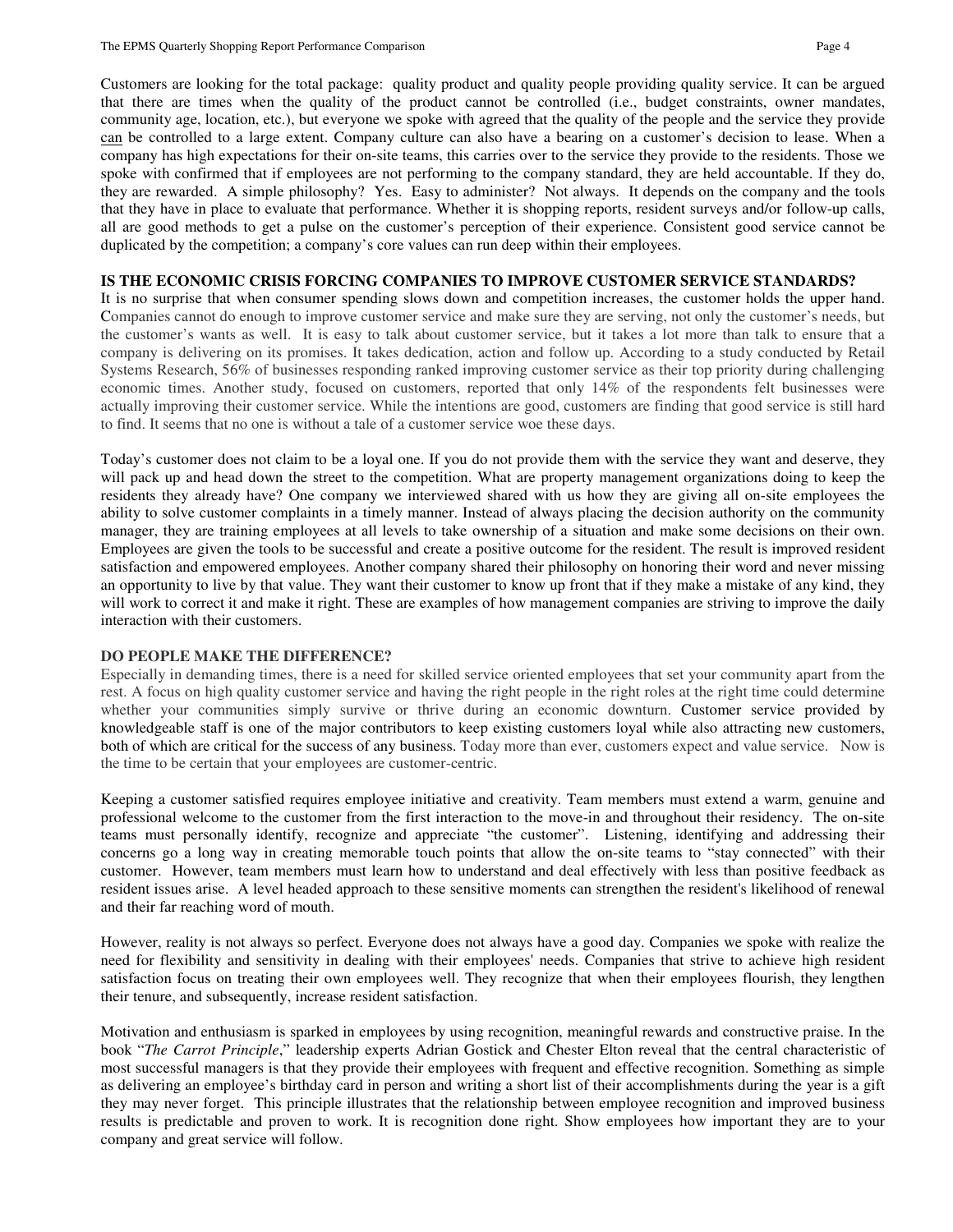Customers are looking for the total package: quality product and quality people providing quality service. It can be argued that there are times when the quality of the product cannot be controlled (i.e., budget constraints, owner mandates, community age, location, etc.), but everyone we spoke with agreed that the quality of the people and the service they provide can be controlled to a large extent. Company culture can also have a bearing on a customer's decision to lease. When a company has high expectations for their on-site teams, this carries over to the service they provide to the residents. Those we spoke with confirmed that if employees are not performing to the company standard, they are held accountable. If they do, they are rewarded. A simple philosophy? Yes. Easy to administer? Not always. It depends on the company and the tools that they have in place to evaluate that performance. Whether it is shopping reports, resident surveys and/or follow-up calls, all are good methods to get a pulse on the customer's perception of their experience. Consistent good service cannot be duplicated by the competition; a company's core values can run deep within their employees.

**IS THE ECONOMIC CRISIS FORCING COMPANIES TO IMPROVE CUSTOMER SERVICE STANDARDS?**

It is no surprise that when consumer spending slows down and competition increases, the customer holds the upper hand. Companies cannot do enough to improve customer service and make sure they are serving, not only the customer's needs, but the customer's wants as well. It is easy to talk about customer service, but it takes a lot more than talk to ensure that a company is delivering on its promises. It takes dedication, action and follow up. According to a study conducted by Retail Systems Research, 56% of businesses responding ranked improving customer service as their top priority during challenging economic times. Another study, focused on customers, reported that only 14% of the respondents felt businesses were actually improving their customer service. While the intentions are good, customers are finding that good service is still hard to find. It seems that no one is without a tale of a customer service woe these days.

Today's customer does not claim to be a loyal one. If you do not provide them with the service they want and deserve, they will pack up and head down the street to the competition. What are property management organizations doing to keep the residents they already have? One company we interviewed shared with us how they are giving all on-site employees the ability to solve customer complaints in a timely manner. Instead of always placing the decision authority on the community manager, they are training employees at all levels to take ownership of a situation and make some decisions on their own. Employees are given the tools to be successful and create a positive outcome for the resident. The result is improved resident satisfaction and empowered employees. Another company shared their philosophy on honoring their word and never missing an opportunity to live by that value. They want their customer to know up front that if they make a mistake of any kind, they will work to correct it and make it right. These are examples of how management companies are striving to improve the daily interaction with their customers.

**DO PEOPLE MAKE THE DIFFERENCE?**

Especially in demanding times, there is a need for skilled service oriented employees that set your community apart from the rest. A focus on high quality customer service and having the right people in the right roles at the right time could determine whether your communities simply survive or thrive during an economic downturn. Customer service provided by knowledgeable staff is one of the major contributors to keep existing customers loyal while also attracting new customers, both of which are critical for the success of any business. Today more than ever, customers expect and value service. Now is the time to be certain that your employees are customer-centric.

Keeping a customer satisfied requires employee initiative and creativity. Team members must extend a warm, genuine and professional welcome to the customer from the first interaction to the move-in and throughout their residency. The on-site teams must personally identify, recognize and appreciate "the customer". Listening, identifying and addressing their concerns go a long way in creating memorable touch points that allow the on-site teams to "stay connected" with their customer. However, team members must learn how to understand and deal effectively with less than positive feedback as resident issues arise. A level headed approach to these sensitive moments can strengthen the resident's likelihood of renewal and their far reaching word of mouth.

However, reality is not always so perfect. Everyone does not always have a good day. Companies we spoke with realize the need for flexibility and sensitivity in dealing with their employees' needs. Companies that strive to achieve high resident satisfaction focus on treating their own employees well. They recognize that when their employees flourish, they lengthen their tenure, and subsequently, increase resident satisfaction.

Motivation and enthusiasm is sparked in employees by using recognition, meaningful rewards and constructive praise. In the book "*The Carrot Principle*," leadership experts Adrian Gostick and Chester Elton reveal that the central characteristic of most successful managers is that they provide their employees with frequent and effective recognition. Something as simple as delivering an employee's birthday card in person and writing a short list of their accomplishments during the year is a gift they may never forget. This principle illustrates that the relationship between employee recognition and improved business results is predictable and proven to work. It is recognition done right. Show employees how important they are to your company and great service will follow.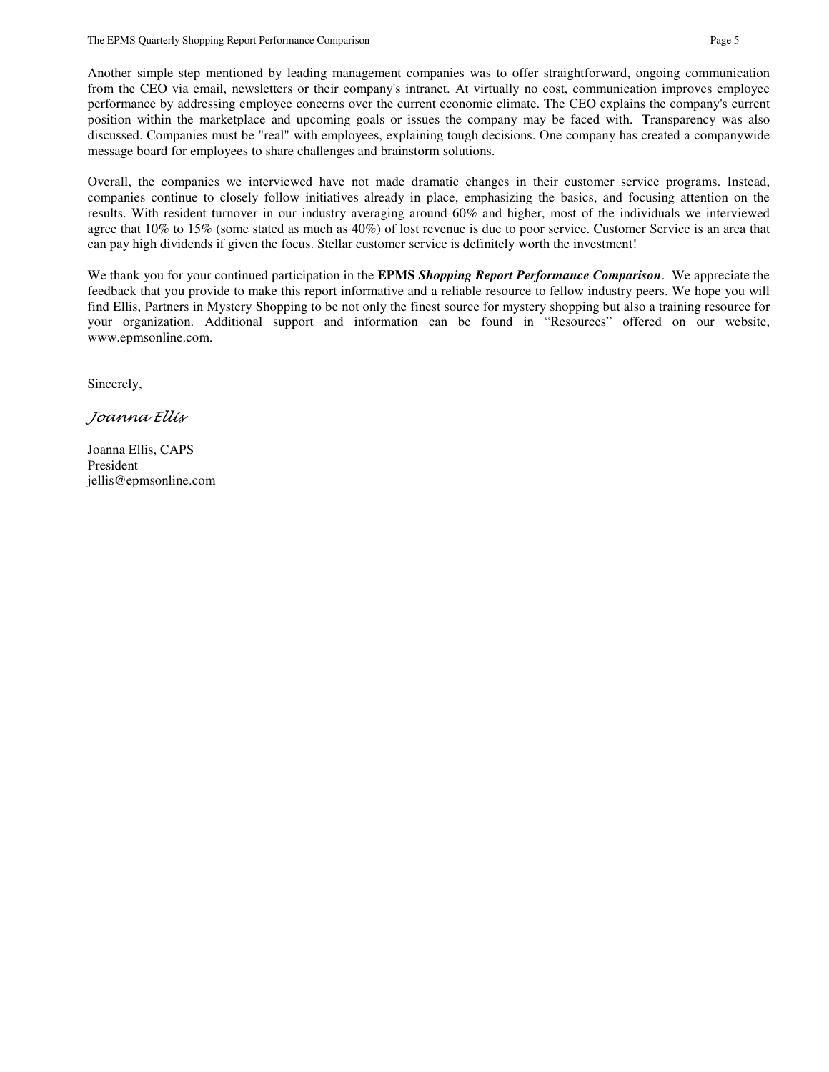Another simple step mentioned by leading management companies was to offer straightforward, ongoing communication from the CEO via email, newsletters or their company's intranet. At virtually no cost, communication improves employee performance by addressing employee concerns over the current economic climate. The CEO explains the company's current position within the marketplace and upcoming goals or issues the company may be faced with. Transparency was also discussed. Companies must be "real" with employees, explaining tough decisions. One company has created a companywide message board for employees to share challenges and brainstorm solutions.

Overall, the companies we interviewed have not made dramatic changes in their customer service programs. Instead, companies continue to closely follow initiatives already in place, emphasizing the basics, and focusing attention on the results. With resident turnover in our industry averaging around 60% and higher, most of the individuals we interviewed agree that 10% to 15% (some stated as much as 40%) of lost revenue is due to poor service. Customer Service is an area that can pay high dividends if given the focus. Stellar customer service is definitely worth the investment!

We thank you for your continued participation in the **EPMS *Shopping Report Performance Comparison***. We appreciate the feedback that you provide to make this report informative and a reliable resource to fellow industry peers. We hope you will find Ellis, Partners in Mystery Shopping to be not only the finest source for mystery shopping but also a training resource for your organization. Additional support and information can be found in "Resources" offered on our website, www.epmsonline.com.

Sincerely,

*Joanna Ellis*

Joanna Ellis, CAPS
President
jellis@epmsonline.com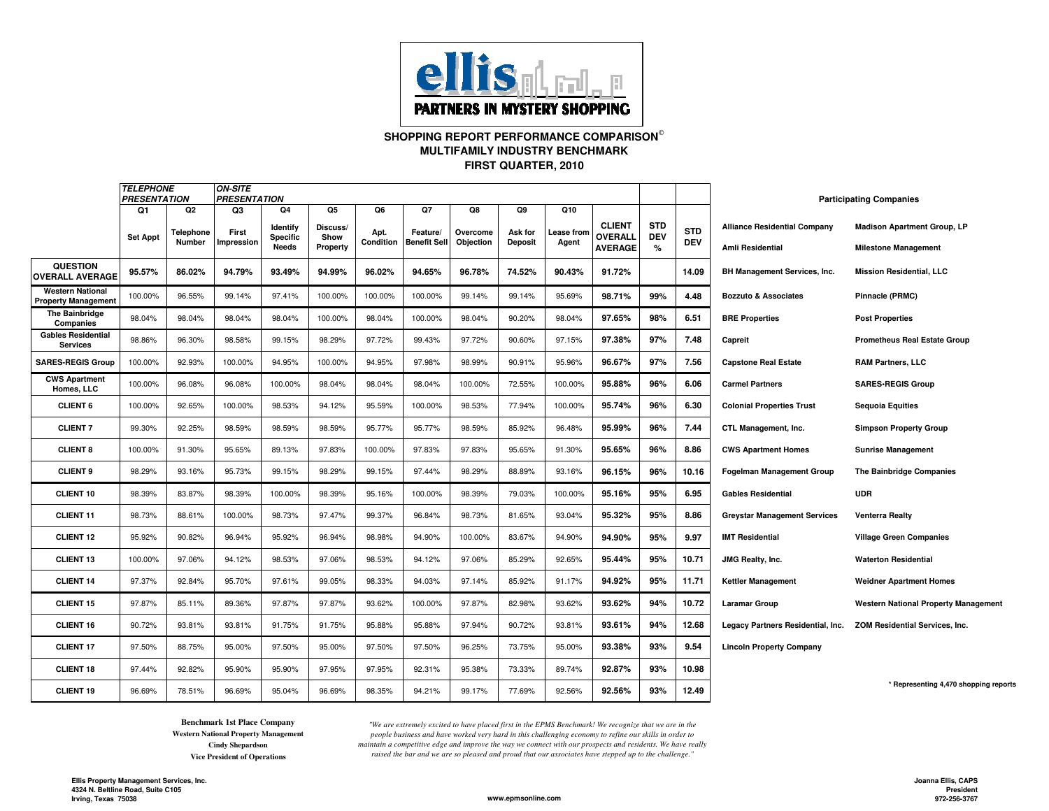**PARTNERS IN MYSTERY SHOPPING**

## SHOPPING REPORT PERFORMANCE COMPARISON©
## MULTIFAMILY INDUSTRY BENCHMARK
## FIRST QUARTER, 2010

| | *TELEPHONE PRESENTATION* | | *ON-SITE PRESENTATION* | | | | | | | | | | |
|---|---|---|---|---|---|---|---|---|---|---|---|---|---|
| | Q1 | Q2 | Q3 | Q4 | Q5 | Q6 | Q7 | Q8 | Q9 | Q10 | | | |
| | Set Appt | Telephone Number | First Impression | Identify Specific Needs | Discuss/ Show Property | Apt. Condition | Feature/ Benefit Sell | Overcome Objection | Ask for Deposit | Lease from Agent | CLIENT OVERALL AVERAGE | STD DEV % | STD DEV |
| **QUESTION OVERALL AVERAGE** | **95.57%** | **86.02%** | **94.79%** | **93.49%** | **94.99%** | **96.02%** | **94.65%** | **96.78%** | **74.52%** | **90.43%** | **91.72%** | | **14.09** |
| **Western National Property Management** | 100.00% | 96.55% | 99.14% | 97.41% | 100.00% | 100.00% | 100.00% | 99.14% | 99.14% | 95.69% | **98.71%** | **99%** | **4.48** |
| **The Bainbridge Companies** | 98.04% | 98.04% | 98.04% | 98.04% | 100.00% | 98.04% | 100.00% | 98.04% | 90.20% | 98.04% | **97.65%** | **98%** | **6.51** |
| **Gables Residential Services** | 98.86% | 96.30% | 98.58% | 99.15% | 98.29% | 97.72% | 99.43% | 97.72% | 90.60% | 97.15% | **97.38%** | **97%** | **7.48** |
| **SARES-REGIS Group** | 100.00% | 92.93% | 100.00% | 94.95% | 100.00% | 94.95% | 97.98% | 98.99% | 90.91% | 95.96% | **96.67%** | **97%** | **7.56** |
| **CWS Apartment Homes, LLC** | 100.00% | 96.08% | 96.08% | 100.00% | 98.04% | 98.04% | 98.04% | 100.00% | 72.55% | 100.00% | **95.88%** | **96%** | **6.06** |
| **CLIENT 6** | 100.00% | 92.65% | 100.00% | 98.53% | 94.12% | 95.59% | 100.00% | 98.53% | 77.94% | 100.00% | **95.74%** | **96%** | **6.30** |
| **CLIENT 7** | 99.30% | 92.25% | 98.59% | 98.59% | 98.59% | 95.77% | 95.77% | 98.59% | 85.92% | 96.48% | **95.99%** | **96%** | **7.44** |
| **CLIENT 8** | 100.00% | 91.30% | 95.65% | 89.13% | 97.83% | 100.00% | 97.83% | 97.83% | 95.65% | 91.30% | **95.65%** | **96%** | **8.86** |
| **CLIENT 9** | 98.29% | 93.16% | 95.73% | 99.15% | 98.29% | 99.15% | 97.44% | 98.29% | 88.89% | 93.16% | **96.15%** | **96%** | **10.16** |
| **CLIENT 10** | 98.39% | 83.87% | 98.39% | 100.00% | 98.39% | 95.16% | 100.00% | 98.39% | 79.03% | 100.00% | **95.16%** | **95%** | **6.95** |
| **CLIENT 11** | 98.73% | 88.61% | 100.00% | 98.73% | 97.47% | 99.37% | 96.84% | 98.73% | 81.65% | 93.04% | **95.32%** | **95%** | **8.86** |
| **CLIENT 12** | 95.92% | 90.82% | 96.94% | 95.92% | 96.94% | 98.98% | 94.90% | 100.00% | 83.67% | 94.90% | **94.90%** | **95%** | **9.97** |
| **CLIENT 13** | 100.00% | 97.06% | 94.12% | 98.53% | 97.06% | 98.53% | 94.12% | 97.06% | 85.29% | 92.65% | **95.44%** | **95%** | **10.71** |
| **CLIENT 14** | 97.37% | 92.84% | 95.70% | 97.61% | 99.05% | 98.33% | 94.03% | 97.14% | 85.92% | 91.17% | **94.92%** | **95%** | **11.71** |
| **CLIENT 15** | 97.87% | 85.11% | 89.36% | 97.87% | 97.87% | 93.62% | 100.00% | 97.87% | 82.98% | 93.62% | **93.62%** | **94%** | **10.72** |
| **CLIENT 16** | 90.72% | 93.81% | 93.81% | 91.75% | 91.75% | 95.88% | 95.88% | 97.94% | 90.72% | 93.81% | **93.61%** | **94%** | **12.68** |
| **CLIENT 17** | 97.50% | 88.75% | 95.00% | 97.50% | 95.00% | 97.50% | 97.50% | 96.25% | 73.75% | 95.00% | **93.38%** | **93%** | **9.54** |
| **CLIENT 18** | 97.44% | 92.82% | 95.90% | 95.90% | 97.95% | 97.95% | 92.31% | 95.38% | 73.33% | 89.74% | **92.87%** | **93%** | **10.98** |
| **CLIENT 19** | 96.69% | 78.51% | 96.69% | 95.04% | 96.69% | 98.35% | 94.21% | 99.17% | 77.69% | 92.56% | **92.56%** | **93%** | **12.49** |

### Participating Companies

| | |
|---|---|
| **Alliance Residential Company** | **Madison Apartment Group, LP** |
| **Amli Residential** | **Milestone Management** |
| **BH Management Services, Inc.** | **Mission Residential, LLC** |
| **Bozzuto & Associates** | **Pinnacle (PRMC)** |
| **BRE Properties** | **Post Properties** |
| **Capreit** | **Prometheus Real Estate Group** |
| **Capstone Real Estate** | **RAM Partners, LLC** |
| **Carmel Partners** | **SARES•REGIS Group** |
| **Colonial Properties Trust** | **Sequoia Equities** |
| **CTL Management, Inc.** | **Simpson Property Group** |
| **CWS Apartment Homes** | **Sunrise Management** |
| **Fogelman Management Group** | **The Bainbridge Companies** |
| **Gables Residential** | **UDR** |
| **Greystar Management Services** | **Venterra Realty** |
| **IMT Residential** | **Village Green Companies** |
| **JMG Realty, Inc.** | **Waterton Residential** |
| **Kettler Management** | **Weidner Apartment Homes** |
| **Laramar Group** | **Western National Property Management** |
| **Legacy Partners Residential, Inc.** | **ZOM Residential Services, Inc.** |
| **Lincoln Property Company** | |

**\* Representing 4,470 shopping reports**

**Benchmark 1st Place Company**
**Western National Property Management**
**Cindy Shepardson**
**Vice President of Operations**

*"We are extremely excited to have placed first in the EPMS Benchmark! We recognize that we are in the people business and have worked very hard in this challenging economy to refine our skills in order to maintain a competitive edge and improve the way we connect with our prospects and residents. We have really raised the bar and we are so pleased and proud that our associates have stepped up to the challenge."*

**Ellis Property Management Services, Inc.**
**4324 N. Beltline Road, Suite C105**
**Irving, Texas 75038**

**www.epmsonline.com**

**Joanna Ellis, CAPS**
**President**
**972-256-3767**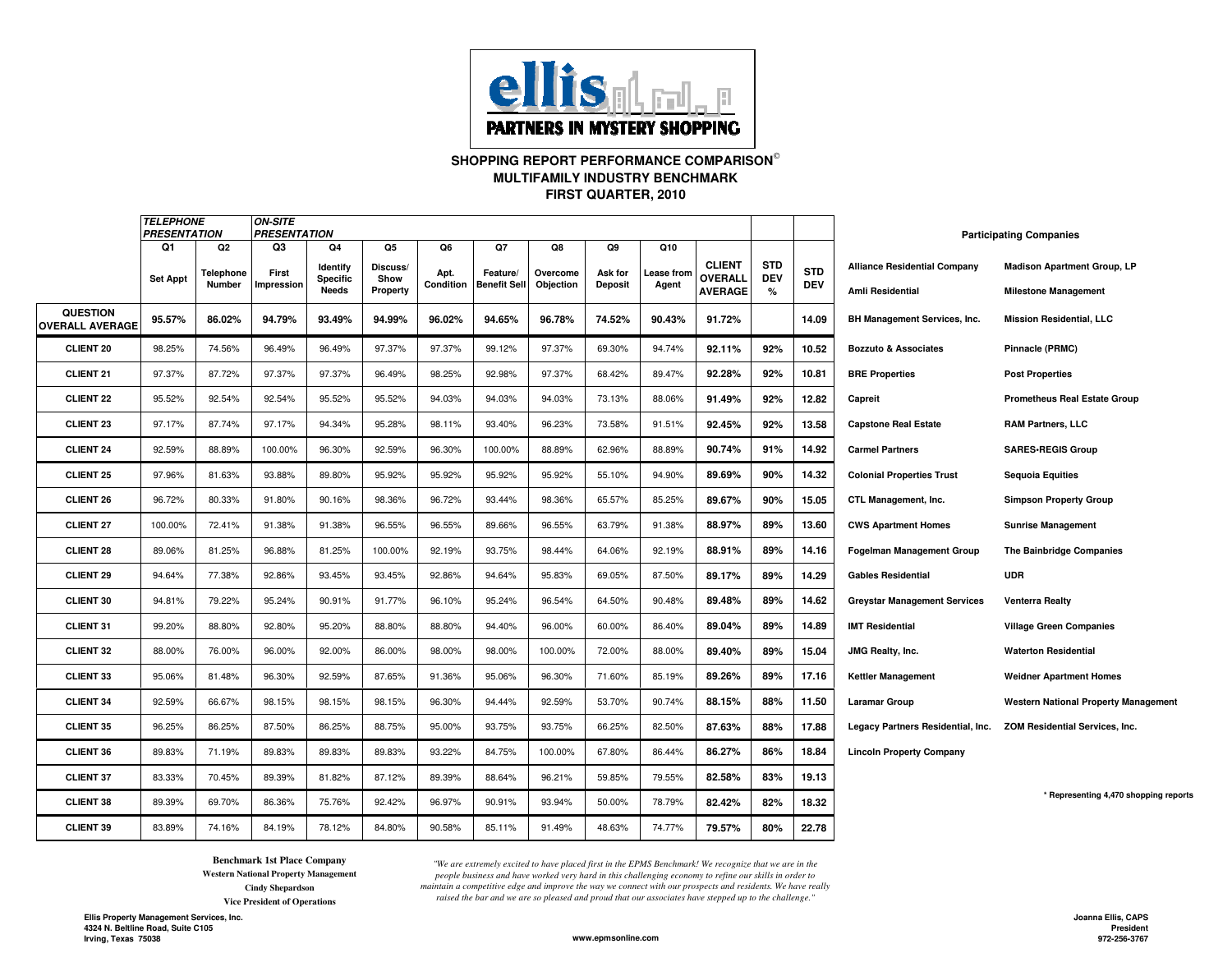ellis PARTNERS IN MYSTERY SHOPPING

## SHOPPING REPORT PERFORMANCE COMPARISON©
## MULTIFAMILY INDUSTRY BENCHMARK
## FIRST QUARTER, 2010

| | *TELEPHONE PRESENTATION* | | *ON-SITE PRESENTATION* | | | | | | | | | | |
|---|---|---|---|---|---|---|---|---|---|---|---|---|---|
| | Q1 | Q2 | Q3 | Q4 | Q5 | Q6 | Q7 | Q8 | Q9 | Q10 | | | |
| | Set Appt | Telephone Number | First Impression | Identify Specific Needs | Discuss/ Show Property | Apt. Condition | Feature/ Benefit Sell | Overcome Objection | Ask for Deposit | Lease from Agent | CLIENT OVERALL AVERAGE | STD DEV % | STD DEV |
| **QUESTION OVERALL AVERAGE** | **95.57%** | **86.02%** | **94.79%** | **93.49%** | **94.99%** | **96.02%** | **94.65%** | **96.78%** | **74.52%** | **90.43%** | **91.72%** | | **14.09** |
| **CLIENT 20** | 98.25% | 74.56% | 96.49% | 96.49% | 97.37% | 97.37% | 99.12% | 97.37% | 69.30% | 94.74% | **92.11%** | **92%** | **10.52** |
| **CLIENT 21** | 97.37% | 87.72% | 97.37% | 97.37% | 96.49% | 98.25% | 92.98% | 97.37% | 68.42% | 89.47% | **92.28%** | **92%** | **10.81** |
| **CLIENT 22** | 95.52% | 92.54% | 92.54% | 95.52% | 95.52% | 94.03% | 94.03% | 94.03% | 73.13% | 88.06% | **91.49%** | **92%** | **12.82** |
| **CLIENT 23** | 97.17% | 87.74% | 97.17% | 94.34% | 95.28% | 98.11% | 93.40% | 96.23% | 73.58% | 91.51% | **92.45%** | **92%** | **13.58** |
| **CLIENT 24** | 92.59% | 88.89% | 100.00% | 96.30% | 92.59% | 96.30% | 100.00% | 88.89% | 62.96% | 88.89% | **90.74%** | **91%** | **14.92** |
| **CLIENT 25** | 97.96% | 81.63% | 93.88% | 89.80% | 95.92% | 95.92% | 95.92% | 95.92% | 55.10% | 94.90% | **89.69%** | **90%** | **14.32** |
| **CLIENT 26** | 96.72% | 80.33% | 91.80% | 90.16% | 98.36% | 96.72% | 93.44% | 98.36% | 65.57% | 85.25% | **89.67%** | **90%** | **15.05** |
| **CLIENT 27** | 100.00% | 72.41% | 91.38% | 91.38% | 96.55% | 96.55% | 89.66% | 96.55% | 63.79% | 91.38% | **88.97%** | **89%** | **13.60** |
| **CLIENT 28** | 89.06% | 81.25% | 96.88% | 81.25% | 100.00% | 92.19% | 93.75% | 98.44% | 64.06% | 92.19% | **88.91%** | **89%** | **14.16** |
| **CLIENT 29** | 94.64% | 77.38% | 92.86% | 93.45% | 93.45% | 92.86% | 94.64% | 95.83% | 69.05% | 87.50% | **89.17%** | **89%** | **14.29** |
| **CLIENT 30** | 94.81% | 79.22% | 95.24% | 90.91% | 91.77% | 96.10% | 95.24% | 96.54% | 64.50% | 90.48% | **89.48%** | **89%** | **14.62** |
| **CLIENT 31** | 99.20% | 88.80% | 92.80% | 95.20% | 88.80% | 88.80% | 94.40% | 96.00% | 60.00% | 86.40% | **89.04%** | **89%** | **14.89** |
| **CLIENT 32** | 88.00% | 76.00% | 96.00% | 92.00% | 86.00% | 98.00% | 98.00% | 100.00% | 72.00% | 88.00% | **89.40%** | **89%** | **15.04** |
| **CLIENT 33** | 95.06% | 81.48% | 96.30% | 92.59% | 87.65% | 91.36% | 95.06% | 96.30% | 71.60% | 85.19% | **89.26%** | **89%** | **17.16** |
| **CLIENT 34** | 92.59% | 66.67% | 98.15% | 98.15% | 98.15% | 96.30% | 94.44% | 92.59% | 53.70% | 90.74% | **88.15%** | **88%** | **11.50** |
| **CLIENT 35** | 96.25% | 86.25% | 87.50% | 86.25% | 88.75% | 95.00% | 93.75% | 93.75% | 66.25% | 82.50% | **87.63%** | **88%** | **17.88** |
| **CLIENT 36** | 89.83% | 71.19% | 89.83% | 89.83% | 89.83% | 93.22% | 84.75% | 100.00% | 67.80% | 86.44% | **86.27%** | **86%** | **18.84** |
| **CLIENT 37** | 83.33% | 70.45% | 89.39% | 81.82% | 87.12% | 89.39% | 88.64% | 96.21% | 59.85% | 79.55% | **82.58%** | **83%** | **19.13** |
| **CLIENT 38** | 89.39% | 69.70% | 86.36% | 75.76% | 92.42% | 96.97% | 90.91% | 93.94% | 50.00% | 78.79% | **82.42%** | **82%** | **18.32** |
| **CLIENT 39** | 83.89% | 74.16% | 84.19% | 78.12% | 84.80% | 90.58% | 85.11% | 91.49% | 48.63% | 74.77% | **79.57%** | **80%** | **22.78** |

**Participating Companies**

| | |
|---|---|
| **Alliance Residential Company** | **Madison Apartment Group, LP** |
| **Amli Residential** | **Milestone Management** |
| **BH Management Services, Inc.** | **Mission Residential, LLC** |
| **Bozzuto & Associates** | **Pinnacle (PRMC)** |
| **BRE Properties** | **Post Properties** |
| **Capreit** | **Prometheus Real Estate Group** |
| **Capstone Real Estate** | **RAM Partners, LLC** |
| **Carmel Partners** | **SARES•REGIS Group** |
| **Colonial Properties Trust** | **Sequoia Equities** |
| **CTL Management, Inc.** | **Simpson Property Group** |
| **CWS Apartment Homes** | **Sunrise Management** |
| **Fogelman Management Group** | **The Bainbridge Companies** |
| **Gables Residential** | **UDR** |
| **Greystar Management Services** | **Venterra Realty** |
| **IMT Residential** | **Village Green Companies** |
| **JMG Realty, Inc.** | **Waterton Residential** |
| **Kettler Management** | **Weidner Apartment Homes** |
| **Laramar Group** | **Western National Property Management** |
| **Legacy Partners Residential, Inc.** | **ZOM Residential Services, Inc.** |
| **Lincoln Property Company** | |

**\* Representing 4,470 shopping reports**

**Benchmark 1st Place Company**
**Western National Property Management**
**Cindy Shepardson**
**Vice President of Operations**

*"We are extremely excited to have placed first in the EPMS Benchmark! We recognize that we are in the people business and have worked very hard in this challenging economy to refine our skills in order to maintain a competitive edge and improve the way we connect with our prospects and residents. We have really raised the bar and we are so pleased and proud that our associates have stepped up to the challenge."*

**Ellis Property Management Services, Inc.**
**4324 N. Beltline Road, Suite C105**
**Irving, Texas 75038**

**www.epmsonline.com**

**Joanna Ellis, CAPS**
**President**
**972-256-3767**